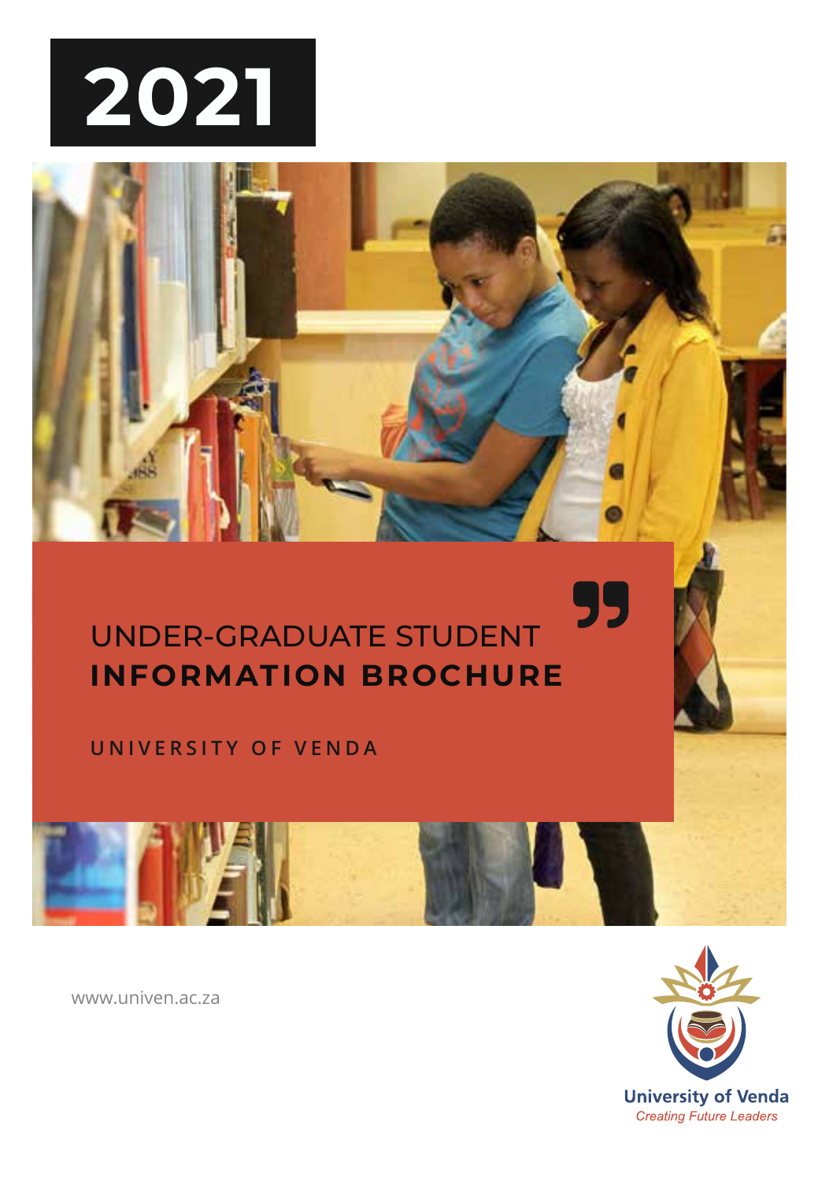# 2021

UNDER-GRADUATE STUDENT
**INFORMATION BROCHURE**

UNIVERSITY OF VENDA

www.univen.ac.za

University of Venda
*Creating Future Leaders*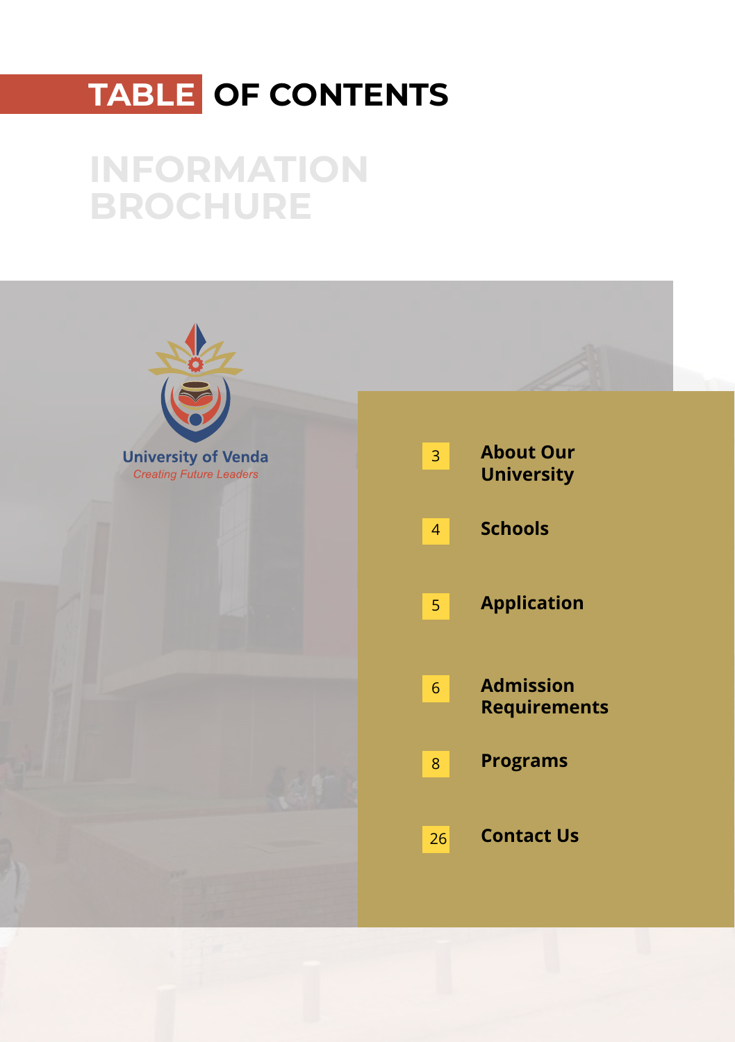# TABLE OF CONTENTS

## INFORMATION BROCHURE

University of Venda
*Creating Future Leaders*

| Page | Section |
|---|---|
| 3 | **About Our University** |
| 4 | **Schools** |
| 5 | **Application** |
| 6 | **Admission Requirements** |
| 8 | **Programs** |
| 26 | **Contact Us** |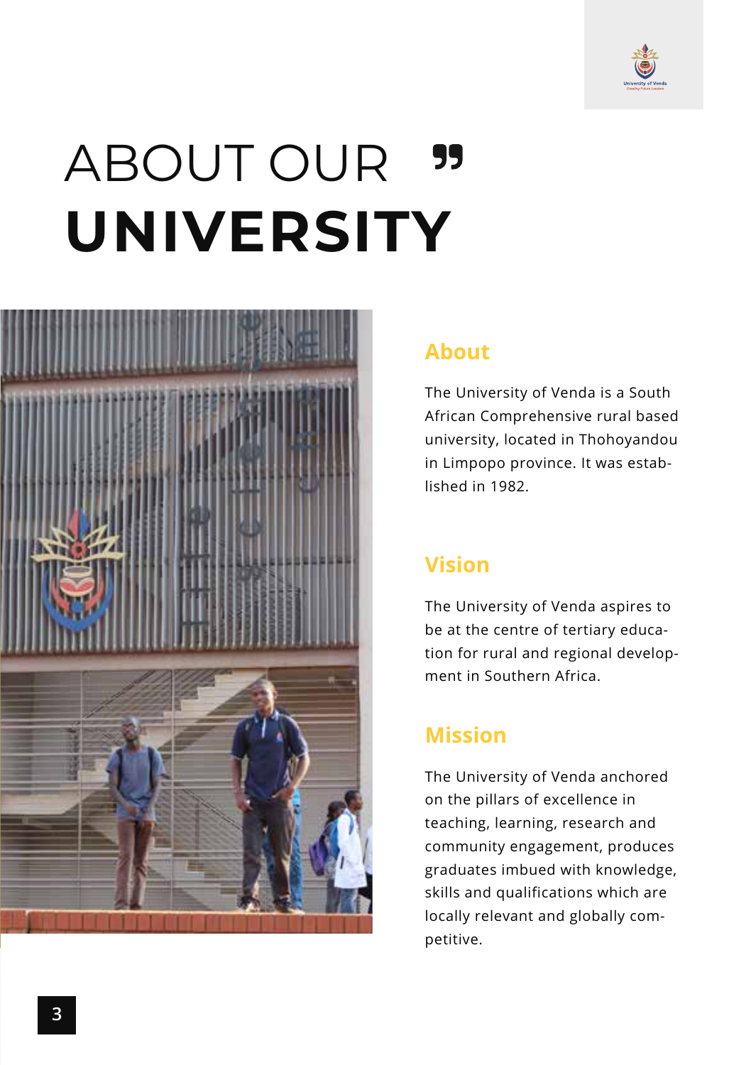# ABOUT OUR **UNIVERSITY**

## About

The University of Venda is a South African Comprehensive rural based university, located in Thohoyandou in Limpopo province. It was established in 1982.

## Vision

The University of Venda aspires to be at the centre of tertiary education for rural and regional development in Southern Africa.

## Mission

The University of Venda anchored on the pillars of excellence in teaching, learning, research and community engagement, produces graduates imbued with knowledge, skills and qualifications which are locally relevant and globally competitive.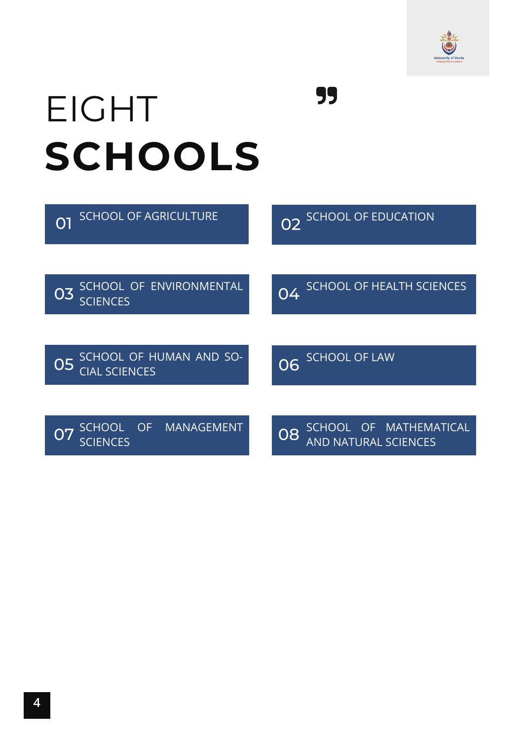# EIGHT **SCHOOLS**

01 SCHOOL OF AGRICULTURE

02 SCHOOL OF EDUCATION

03 SCHOOL OF ENVIRONMENTAL SCIENCES

04 SCHOOL OF HEALTH SCIENCES

05 SCHOOL OF HUMAN AND SOCIAL SCIENCES

06 SCHOOL OF LAW

07 SCHOOL OF MANAGEMENT SCIENCES

08 SCHOOL OF MATHEMATICAL AND NATURAL SCIENCES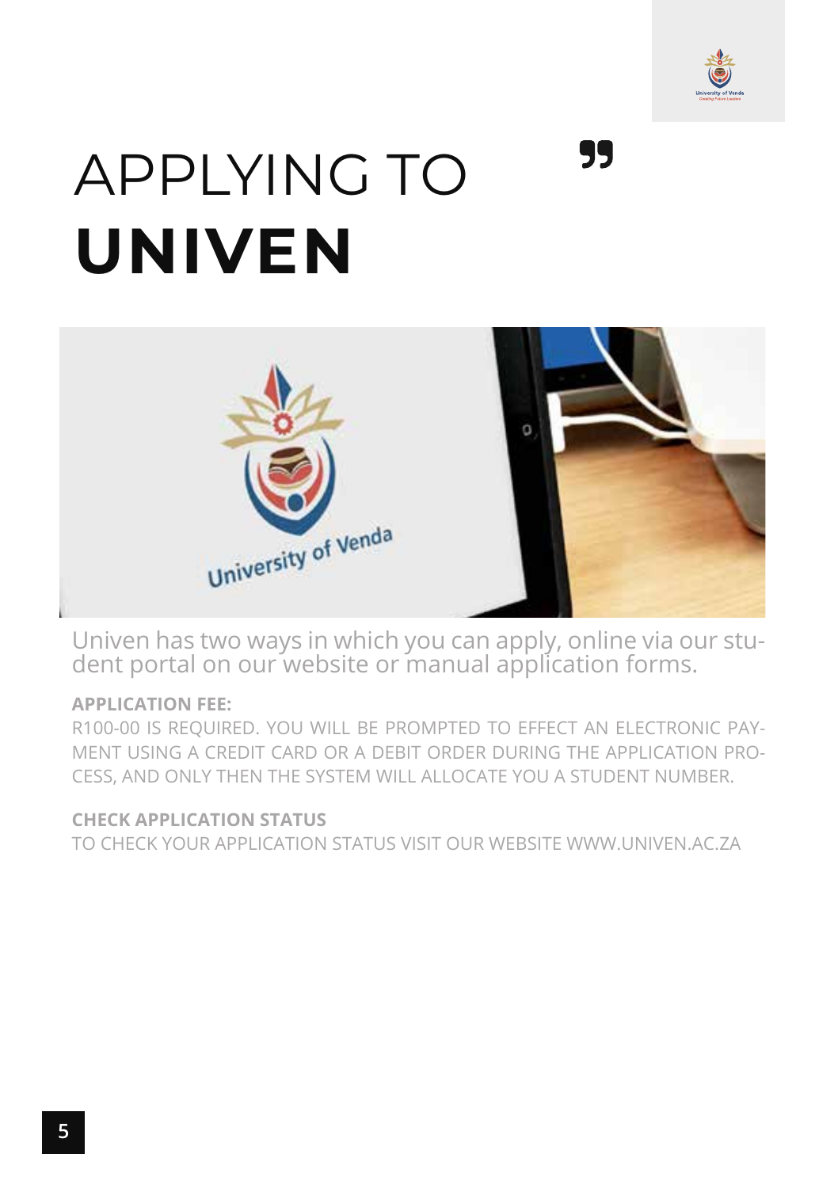# APPLYING TO **UNIVEN**

Univen has two ways in which you can apply, online via our student portal on our website or manual application forms.

**APPLICATION FEE:**

R100-00 IS REQUIRED. YOU WILL BE PROMPTED TO EFFECT AN ELECTRONIC PAYMENT USING A CREDIT CARD OR A DEBIT ORDER DURING THE APPLICATION PROCESS, AND ONLY THEN THE SYSTEM WILL ALLOCATE YOU A STUDENT NUMBER.

**CHECK APPLICATION STATUS**

TO CHECK YOUR APPLICATION STATUS VISIT OUR WEBSITE WWW.UNIVEN.AC.ZA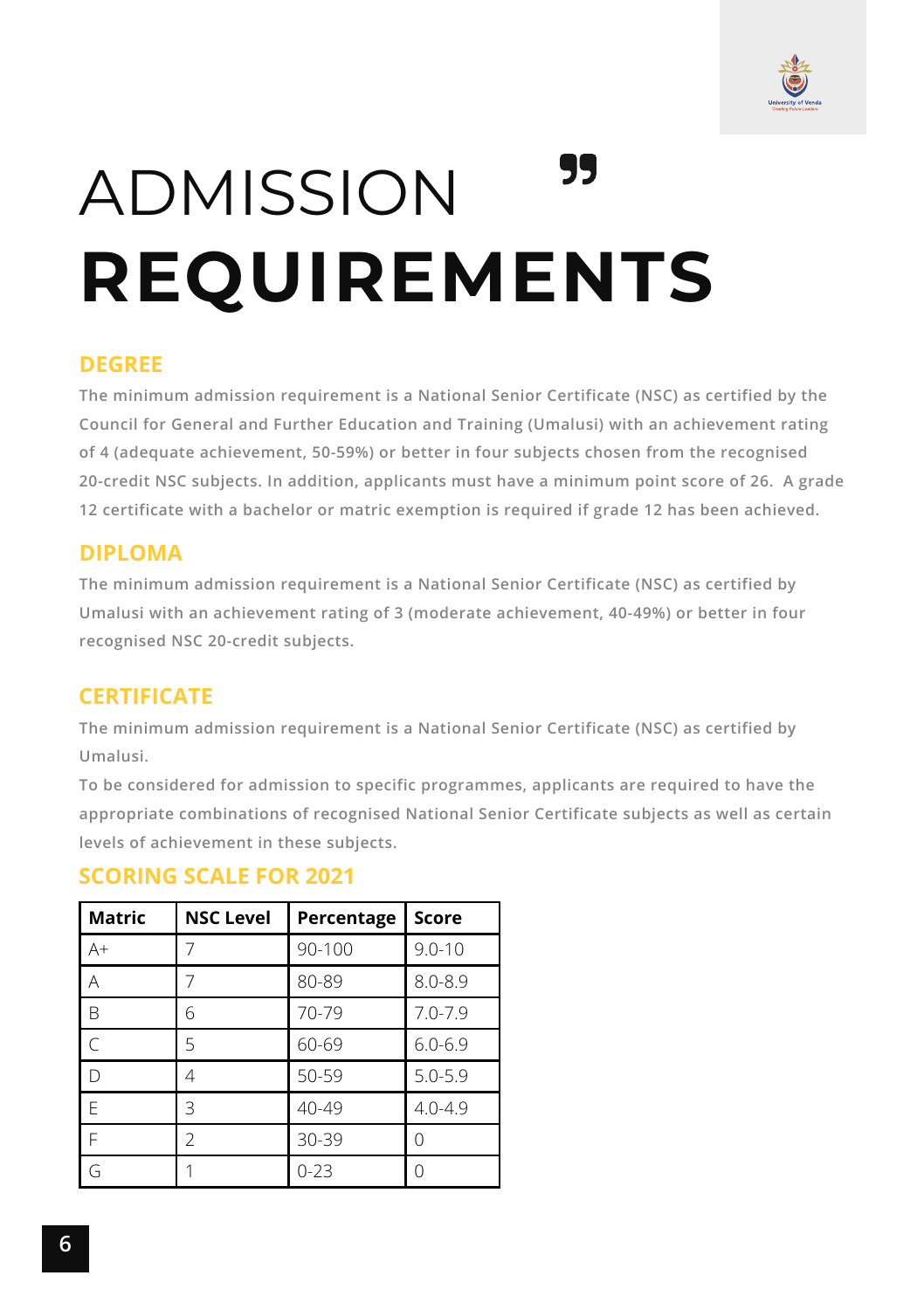# ADMISSION **REQUIREMENTS**

## DEGREE

The minimum admission requirement is a National Senior Certificate (NSC) as certified by the Council for General and Further Education and Training (Umalusi) with an achievement rating of 4 (adequate achievement, 50-59%) or better in four subjects chosen from the recognised 20-credit NSC subjects. In addition, applicants must have a minimum point score of 26. A grade 12 certificate with a bachelor or matric exemption is required if grade 12 has been achieved.

## DIPLOMA

The minimum admission requirement is a National Senior Certificate (NSC) as certified by Umalusi with an achievement rating of 3 (moderate achievement, 40-49%) or better in four recognised NSC 20-credit subjects.

## CERTIFICATE

The minimum admission requirement is a National Senior Certificate (NSC) as certified by Umalusi.

To be considered for admission to specific programmes, applicants are required to have the appropriate combinations of recognised National Senior Certificate subjects as well as certain levels of achievement in these subjects.

## SCORING SCALE FOR 2021

| Matric | NSC Level | Percentage | Score |
|---|---|---|---|
| A+ | 7 | 90-100 | 9.0-10 |
| A | 7 | 80-89 | 8.0-8.9 |
| B | 6 | 70-79 | 7.0-7.9 |
| C | 5 | 60-69 | 6.0-6.9 |
| D | 4 | 50-59 | 5.0-5.9 |
| E | 3 | 40-49 | 4.0-4.9 |
| F | 2 | 30-39 | 0 |
| G | 1 | 0-23 | 0 |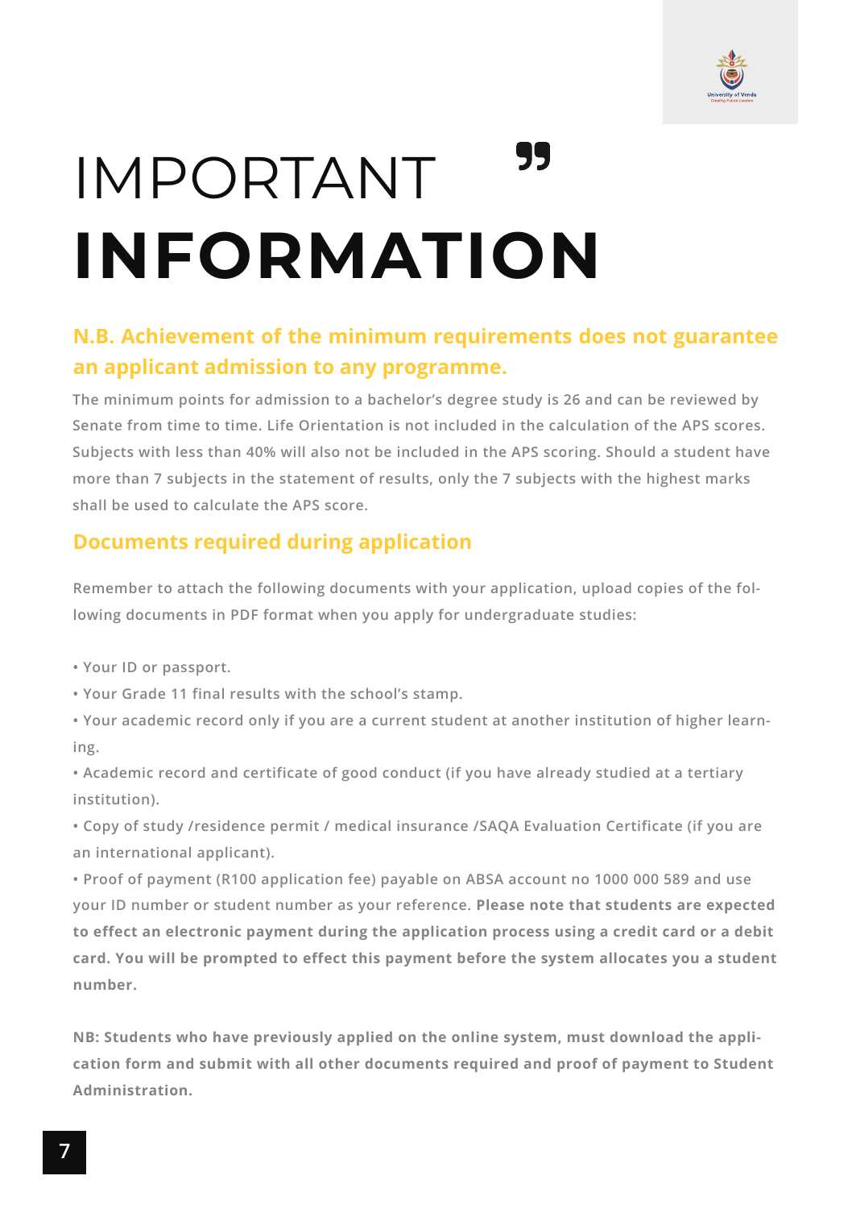# IMPORTANT INFORMATION

## N.B. Achievement of the minimum requirements does not guarantee an applicant admission to any programme.

The minimum points for admission to a bachelor's degree study is 26 and can be reviewed by Senate from time to time. Life Orientation is not included in the calculation of the APS scores. Subjects with less than 40% will also not be included in the APS scoring. Should a student have more than 7 subjects in the statement of results, only the 7 subjects with the highest marks shall be used to calculate the APS score.

## Documents required during application

Remember to attach the following documents with your application, upload copies of the following documents in PDF format when you apply for undergraduate studies:

- Your ID or passport.
- Your Grade 11 final results with the school's stamp.
- Your academic record only if you are a current student at another institution of higher learning.
- Academic record and certificate of good conduct (if you have already studied at a tertiary institution).
- Copy of study /residence permit / medical insurance /SAQA Evaluation Certificate (if you are an international applicant).
- Proof of payment (R100 application fee) payable on ABSA account no 1000 000 589 and use your ID number or student number as your reference. **Please note that students are expected to effect an electronic payment during the application process using a credit card or a debit card. You will be prompted to effect this payment before the system allocates you a student number.**

**NB: Students who have previously applied on the online system, must download the application form and submit with all other documents required and proof of payment to Student Administration.**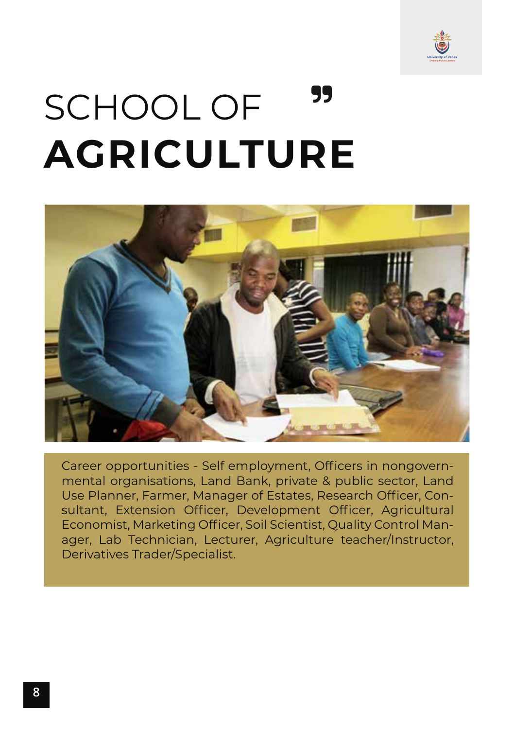# SCHOOL OF **AGRICULTURE**

Career opportunities - Self employment, Officers in nongovernmental organisations, Land Bank, private & public sector, Land Use Planner, Farmer, Manager of Estates, Research Officer, Consultant, Extension Officer, Development Officer, Agricultural Economist, Marketing Officer, Soil Scientist, Quality Control Manager, Lab Technician, Lecturer, Agriculture teacher/Instructor, Derivatives Trader/Specialist.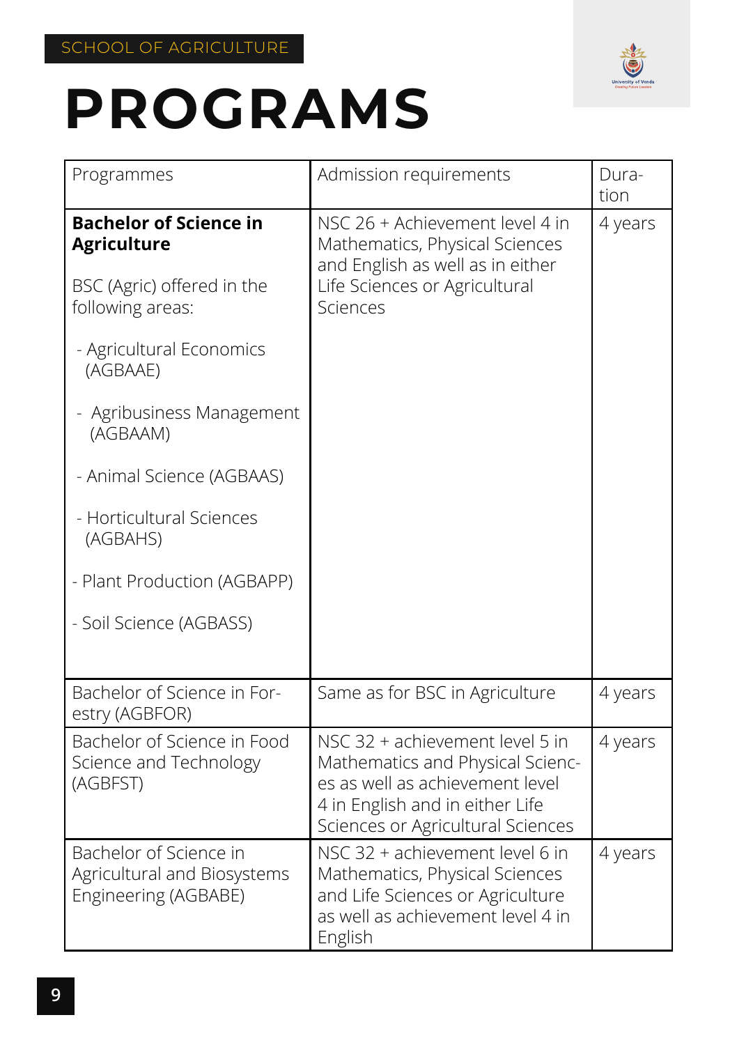SCHOOL OF AGRICULTURE

# PROGRAMS

| Programmes | Admission requirements | Duration |
|---|---|---|
| **Bachelor of Science in Agriculture**<br><br>BSC (Agric) offered in the following areas:<br><br>- Agricultural Economics (AGBAAE)<br>- Agribusiness Management (AGBAAM)<br>- Animal Science (AGBAAS)<br>- Horticultural Sciences (AGBAHS)<br>- Plant Production (AGBAPP)<br>- Soil Science (AGBASS) | NSC 26 + Achievement level 4 in Mathematics, Physical Sciences and English as well as in either Life Sciences or Agricultural Sciences | 4 years |
| Bachelor of Science in Forestry (AGBFOR) | Same as for BSC in Agriculture | 4 years |
| Bachelor of Science in Food Science and Technology (AGBFST) | NSC 32 + achievement level 5 in Mathematics and Physical Sciences as well as achievement level 4 in English and in either Life Sciences or Agricultural Sciences | 4 years |
| Bachelor of Science in Agricultural and Biosystems Engineering (AGBABE) | NSC 32 + achievement level 6 in Mathematics, Physical Sciences and Life Sciences or Agriculture as well as achievement level 4 in English | 4 years |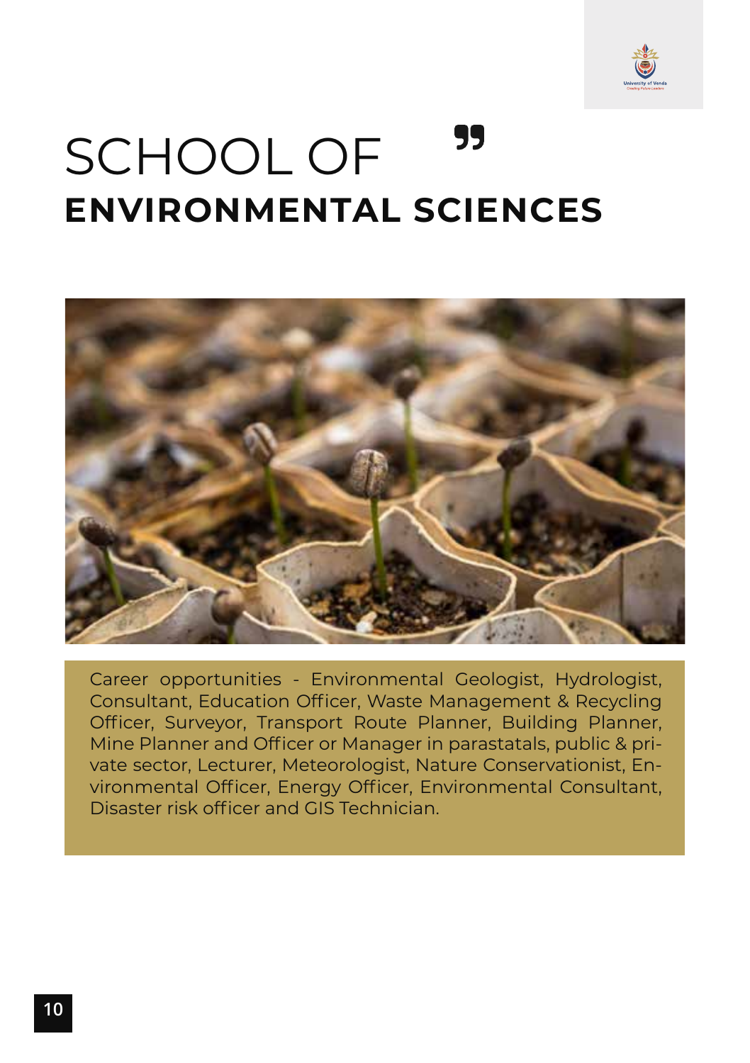# SCHOOL OF **ENVIRONMENTAL SCIENCES**

Career opportunities - Environmental Geologist, Hydrologist, Consultant, Education Officer, Waste Management & Recycling Officer, Surveyor, Transport Route Planner, Building Planner, Mine Planner and Officer or Manager in parastatals, public & private sector, Lecturer, Meteorologist, Nature Conservationist, Environmental Officer, Energy Officer, Environmental Consultant, Disaster risk officer and GIS Technician.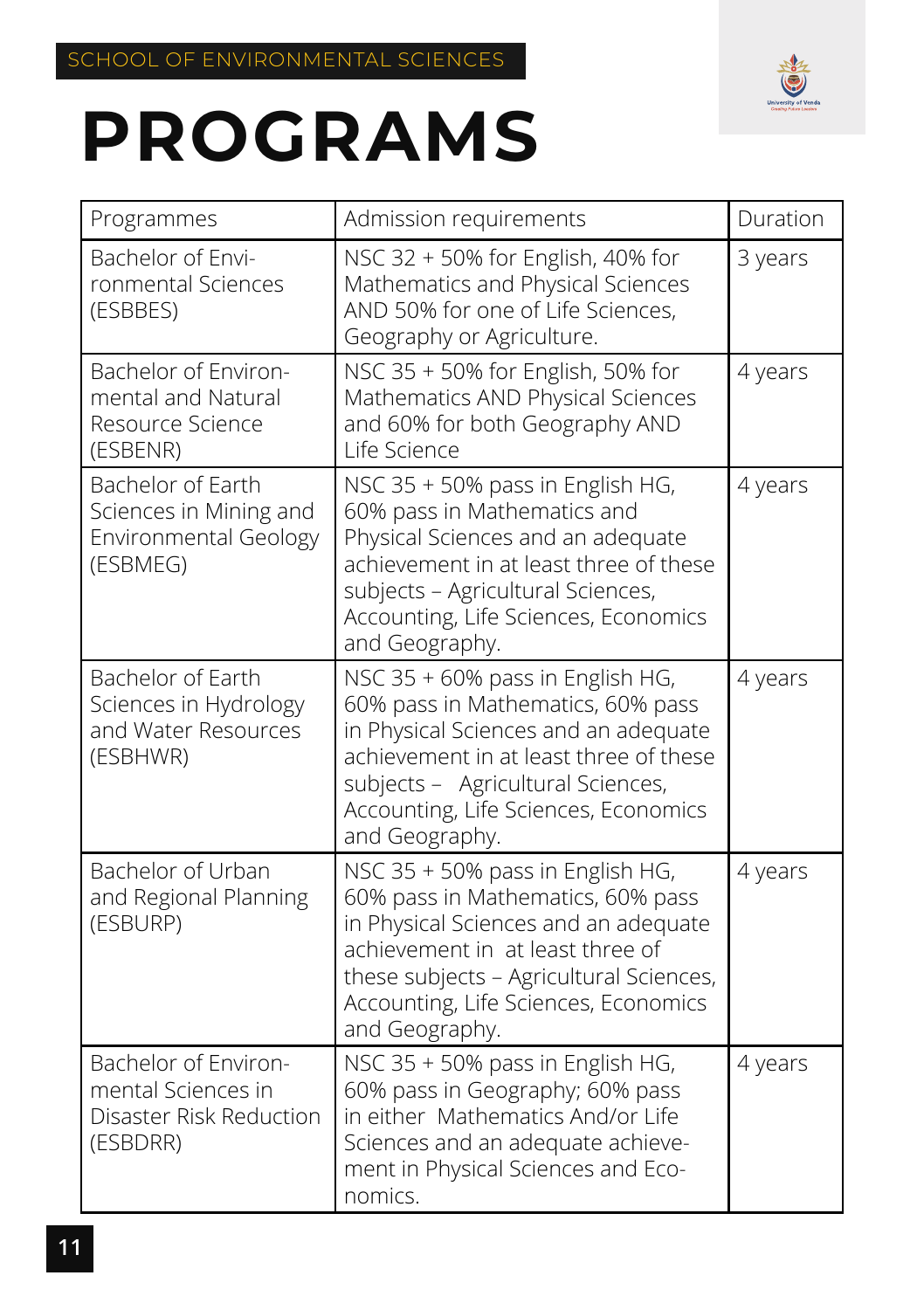SCHOOL OF ENVIRONMENTAL SCIENCES

# PROGRAMS

| Programmes | Admission requirements | Duration |
|---|---|---|
| Bachelor of Environmental Sciences (ESBBES) | NSC 32 + 50% for English, 40% for Mathematics and Physical Sciences AND 50% for one of Life Sciences, Geography or Agriculture. | 3 years |
| Bachelor of Environmental and Natural Resource Science (ESBENR) | NSC 35 + 50% for English, 50% for Mathematics AND Physical Sciences and 60% for both Geography AND Life Science | 4 years |
| Bachelor of Earth Sciences in Mining and Environmental Geology (ESBMEG) | NSC 35 + 50% pass in English HG, 60% pass in Mathematics and Physical Sciences and an adequate achievement in at least three of these subjects – Agricultural Sciences, Accounting, Life Sciences, Economics and Geography. | 4 years |
| Bachelor of Earth Sciences in Hydrology and Water Resources (ESBHWR) | NSC 35 + 60% pass in English HG, 60% pass in Mathematics, 60% pass in Physical Sciences and an adequate achievement in at least three of these subjects – Agricultural Sciences, Accounting, Life Sciences, Economics and Geography. | 4 years |
| Bachelor of Urban and Regional Planning (ESBURP) | NSC 35 + 50% pass in English HG, 60% pass in Mathematics, 60% pass in Physical Sciences and an adequate achievement in at least three of these subjects – Agricultural Sciences, Accounting, Life Sciences, Economics and Geography. | 4 years |
| Bachelor of Environmental Sciences in Disaster Risk Reduction (ESBDRR) | NSC 35 + 50% pass in English HG, 60% pass in Geography; 60% pass in either Mathematics And/or Life Sciences and an adequate achievement in Physical Sciences and Economics. | 4 years |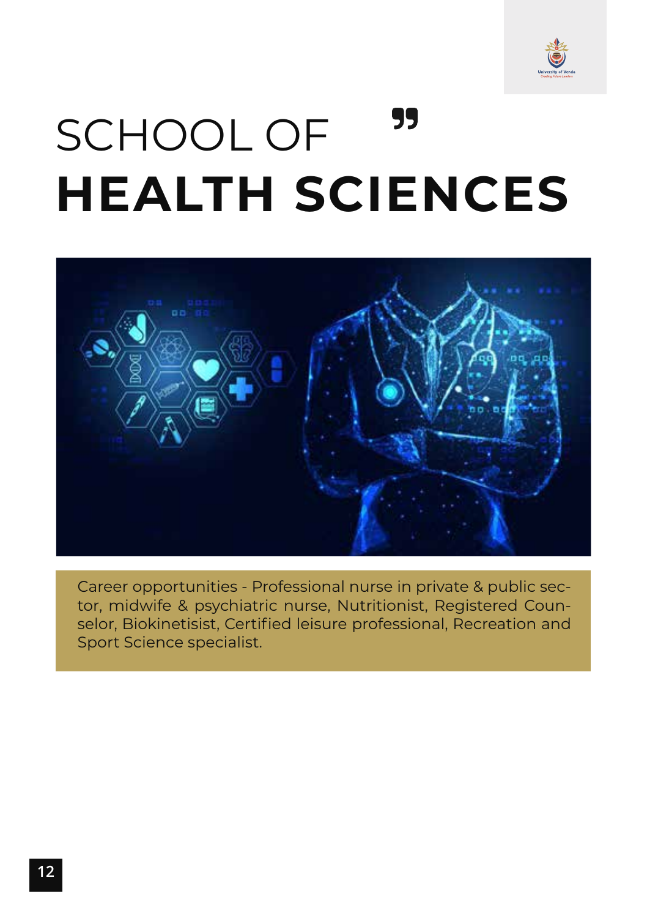# SCHOOL OF **HEALTH SCIENCES**

Career opportunities - Professional nurse in private & public sector, midwife & psychiatric nurse, Nutritionist, Registered Counselor, Biokinetisist, Certified leisure professional, Recreation and Sport Science specialist.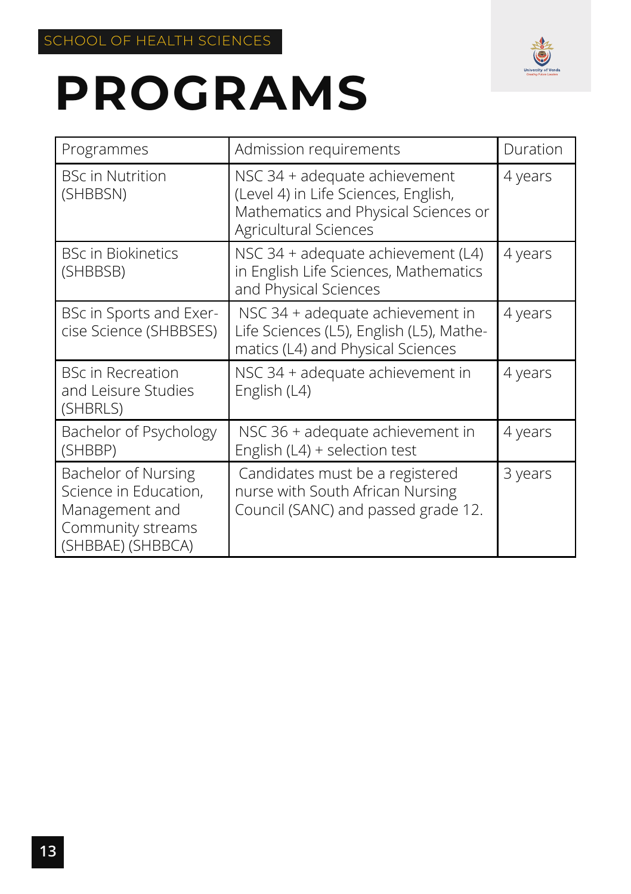SCHOOL OF HEALTH SCIENCES

# PROGRAMS

| Programmes | Admission requirements | Duration |
|---|---|---|
| BSc in Nutrition (SHBBSN) | NSC 34 + adequate achievement (Level 4) in Life Sciences, English, Mathematics and Physical Sciences or Agricultural Sciences | 4 years |
| BSc in Biokinetics (SHBBSB) | NSC 34 + adequate achievement (L4) in English Life Sciences, Mathematics and Physical Sciences | 4 years |
| BSc in Sports and Exercise Science (SHBBSES) | NSC 34 + adequate achievement in Life Sciences (L5), English (L5), Mathematics (L4) and Physical Sciences | 4 years |
| BSc in Recreation and Leisure Studies (SHBRLS) | NSC 34 + adequate achievement in English (L4) | 4 years |
| Bachelor of Psychology (SHBBP) | NSC 36 + adequate achievement in English (L4) + selection test | 4 years |
| Bachelor of Nursing Science in Education, Management and Community streams (SHBBAE) (SHBBCA) | Candidates must be a registered nurse with South African Nursing Council (SANC) and passed grade 12. | 3 years |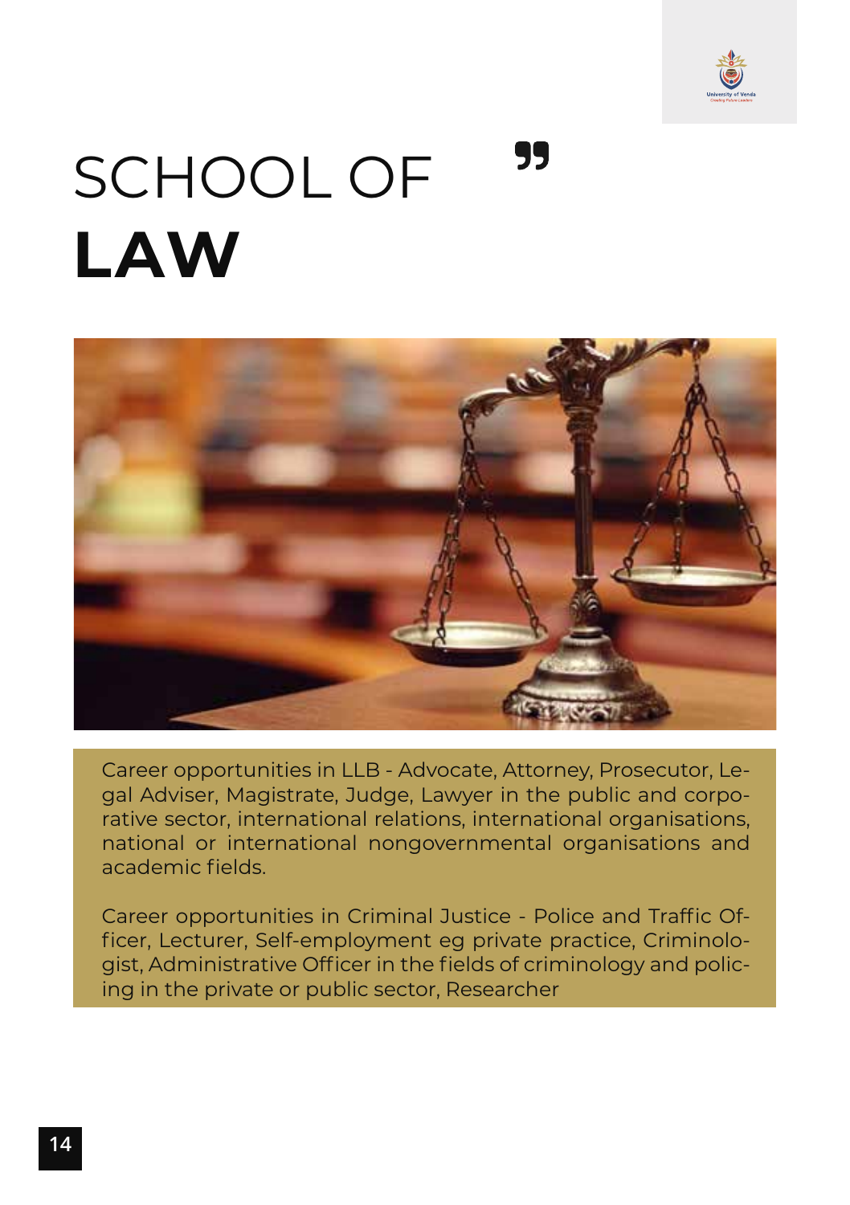# SCHOOL OF **LAW**

Career opportunities in LLB - Advocate, Attorney, Prosecutor, Legal Adviser, Magistrate, Judge, Lawyer in the public and corporative sector, international relations, international organisations, national or international nongovernmental organisations and academic fields.

Career opportunities in Criminal Justice - Police and Traffic Officer, Lecturer, Self-employment eg private practice, Criminologist, Administrative Officer in the fields of criminology and policing in the private or public sector, Researcher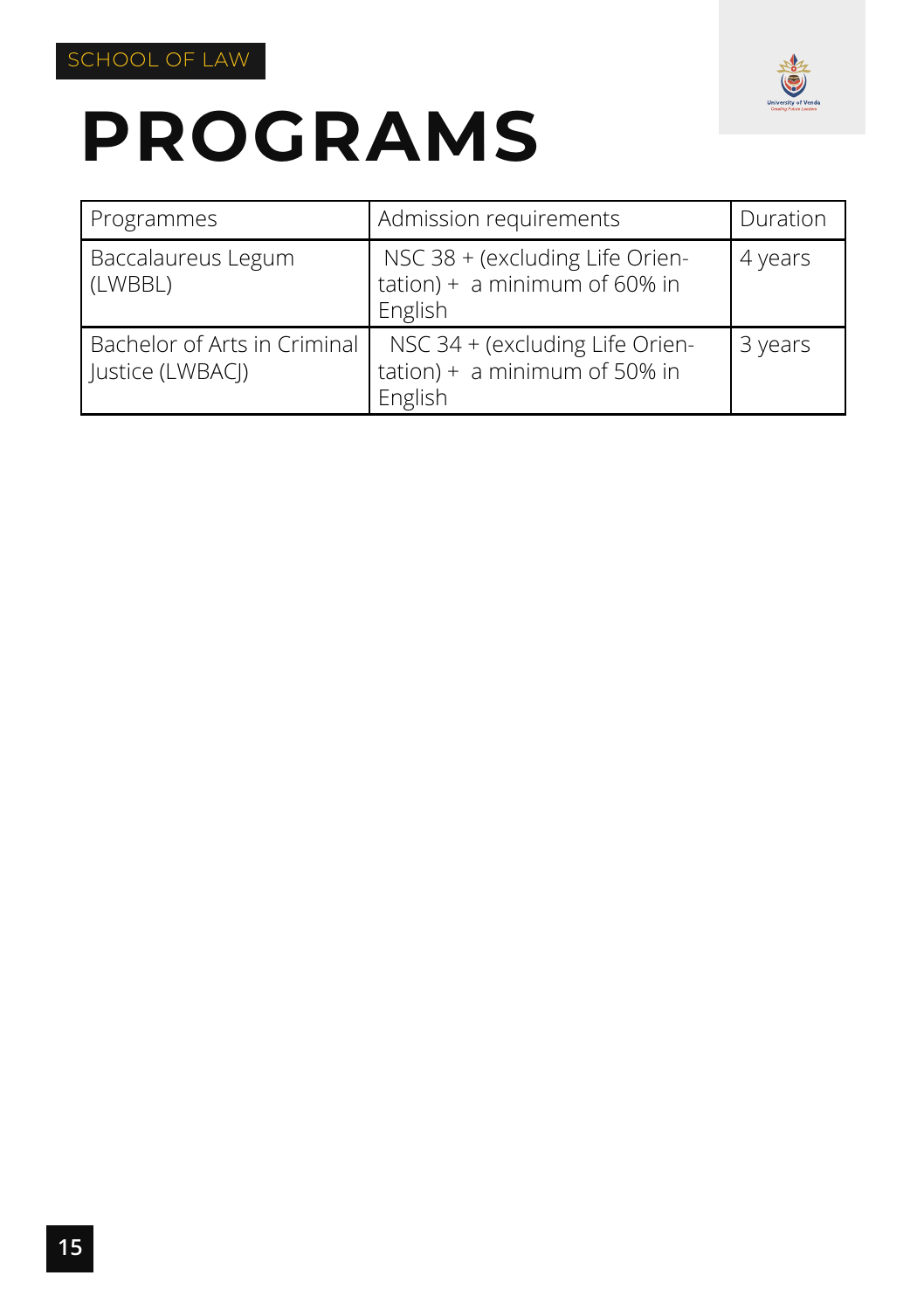SCHOOL OF LAW

# PROGRAMS

| Programmes | Admission requirements | Duration |
|---|---|---|
| Baccalaureus Legum (LWBBL) | NSC 38 + (excluding Life Orientation) + a minimum of 60% in English | 4 years |
| Bachelor of Arts in Criminal Justice (LWBACJ) | NSC 34 + (excluding Life Orientation) + a minimum of 50% in English | 3 years |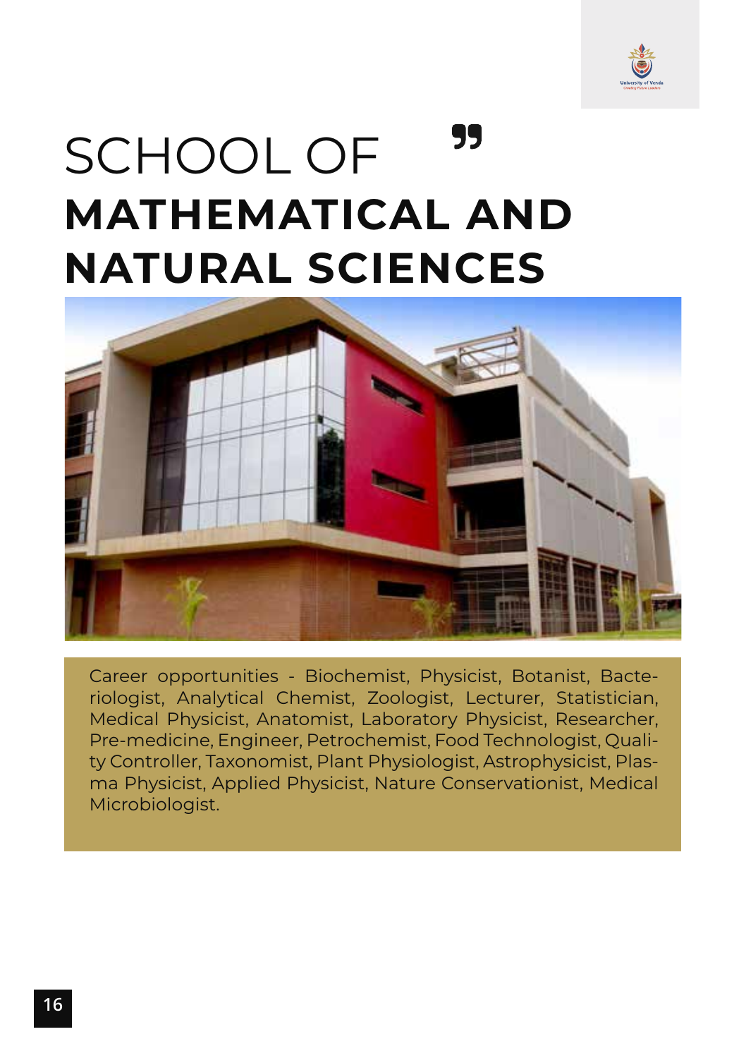# SCHOOL OF **MATHEMATICAL AND NATURAL SCIENCES**

Career opportunities - Biochemist, Physicist, Botanist, Bacteriologist, Analytical Chemist, Zoologist, Lecturer, Statistician, Medical Physicist, Anatomist, Laboratory Physicist, Researcher, Pre-medicine, Engineer, Petrochemist, Food Technologist, Quality Controller, Taxonomist, Plant Physiologist, Astrophysicist, Plasma Physicist, Applied Physicist, Nature Conservationist, Medical Microbiologist.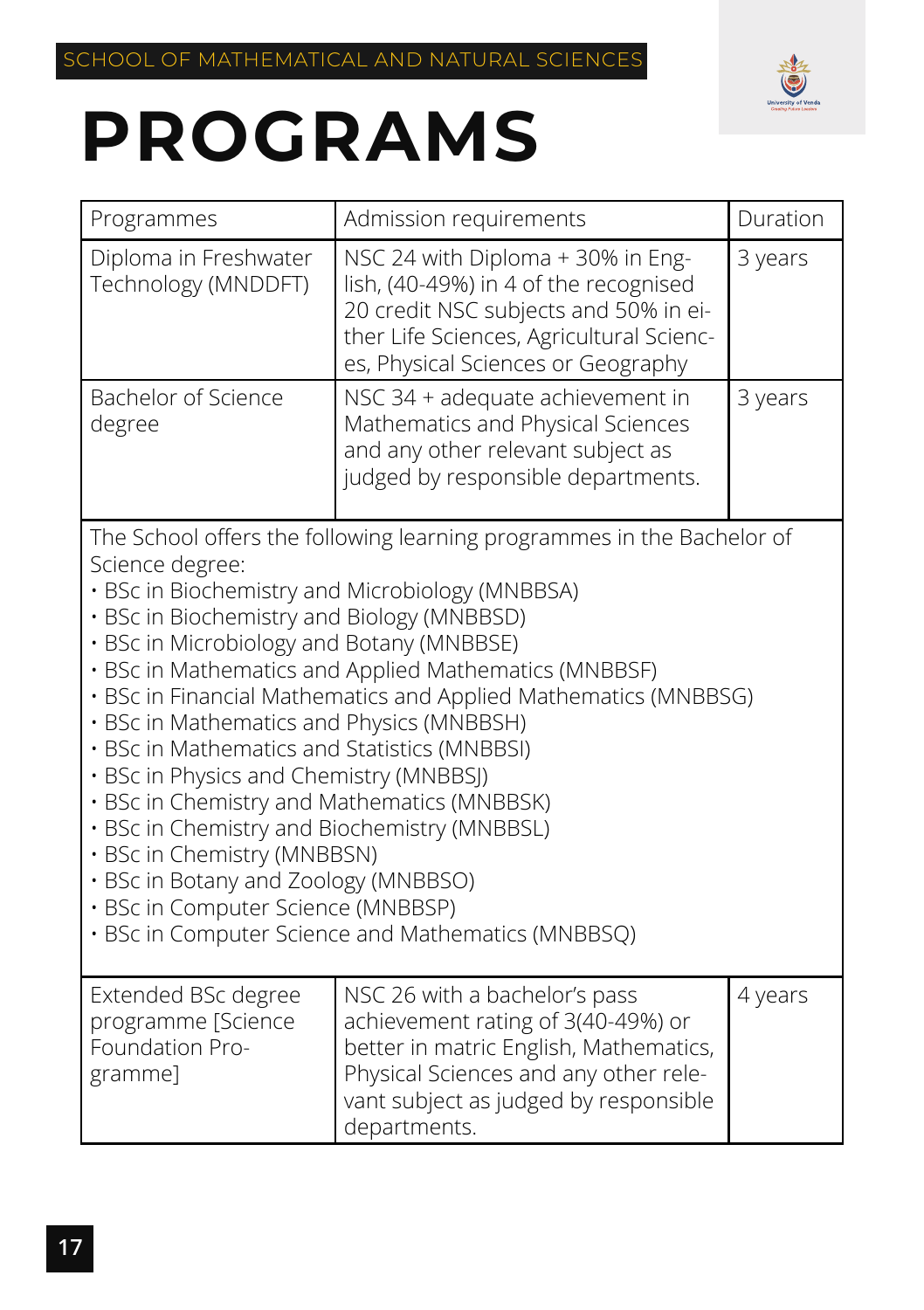SCHOOL OF MATHEMATICAL AND NATURAL SCIENCES

# PROGRAMS

| Programmes | Admission requirements | Duration |
| --- | --- | --- |
| Diploma in Freshwater Technology (MNDDFT) | NSC 24 with Diploma + 30% in English, (40-49%) in 4 of the recognised 20 credit NSC subjects and 50% in either Life Sciences, Agricultural Sciences, Physical Sciences or Geography | 3 years |
| Bachelor of Science degree | NSC 34 + adequate achievement in Mathematics and Physical Sciences and any other relevant subject as judged by responsible departments. | 3 years |
| The School offers the following learning programmes in the Bachelor of Science degree:<br>• BSc in Biochemistry and Microbiology (MNBBSA)<br>• BSc in Biochemistry and Biology (MNBBSD)<br>• BSc in Microbiology and Botany (MNBBSE)<br>• BSc in Mathematics and Applied Mathematics (MNBBSF)<br>• BSc in Financial Mathematics and Applied Mathematics (MNBBSG)<br>• BSc in Mathematics and Physics (MNBBSH)<br>• BSc in Mathematics and Statistics (MNBBSI)<br>• BSc in Physics and Chemistry (MNBBSJ)<br>• BSc in Chemistry and Mathematics (MNBBSK)<br>• BSc in Chemistry and Biochemistry (MNBBSL)<br>• BSc in Chemistry (MNBBSN)<br>• BSc in Botany and Zoology (MNBBSO)<br>• BSc in Computer Science (MNBBSP)<br>• BSc in Computer Science and Mathematics (MNBBSQ) | | |
| Extended BSc degree programme [Science Foundation Programme] | NSC 26 with a bachelor's pass achievement rating of 3(40-49%) or better in matric English, Mathematics, Physical Sciences and any other relevant subject as judged by responsible departments. | 4 years |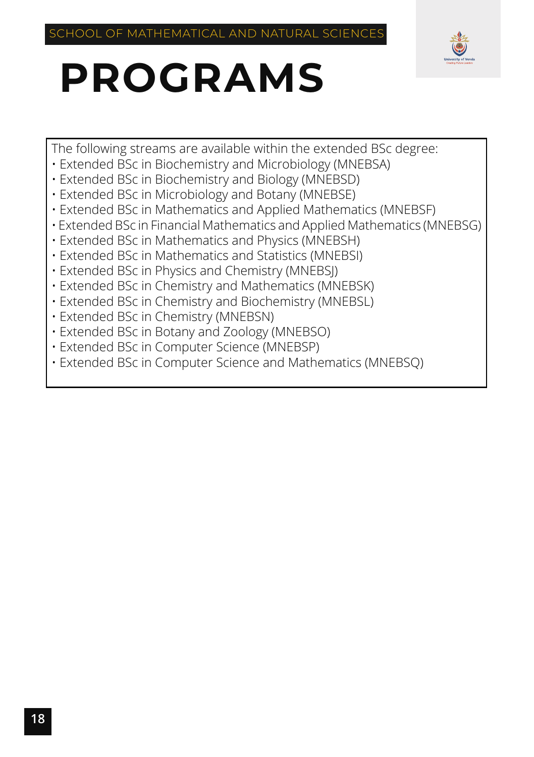SCHOOL OF MATHEMATICAL AND NATURAL SCIENCES

# PROGRAMS

The following streams are available within the extended BSc degree:

- Extended BSc in Biochemistry and Microbiology (MNEBSA)
- Extended BSc in Biochemistry and Biology (MNEBSD)
- Extended BSc in Microbiology and Botany (MNEBSE)
- Extended BSc in Mathematics and Applied Mathematics (MNEBSF)
- Extended BSc in Financial Mathematics and Applied Mathematics (MNEBSG)
- Extended BSc in Mathematics and Physics (MNEBSH)
- Extended BSc in Mathematics and Statistics (MNEBSI)
- Extended BSc in Physics and Chemistry (MNEBSJ)
- Extended BSc in Chemistry and Mathematics (MNEBSK)
- Extended BSc in Chemistry and Biochemistry (MNEBSL)
- Extended BSc in Chemistry (MNEBSN)
- Extended BSc in Botany and Zoology (MNEBSO)
- Extended BSc in Computer Science (MNEBSP)
- Extended BSc in Computer Science and Mathematics (MNEBSQ)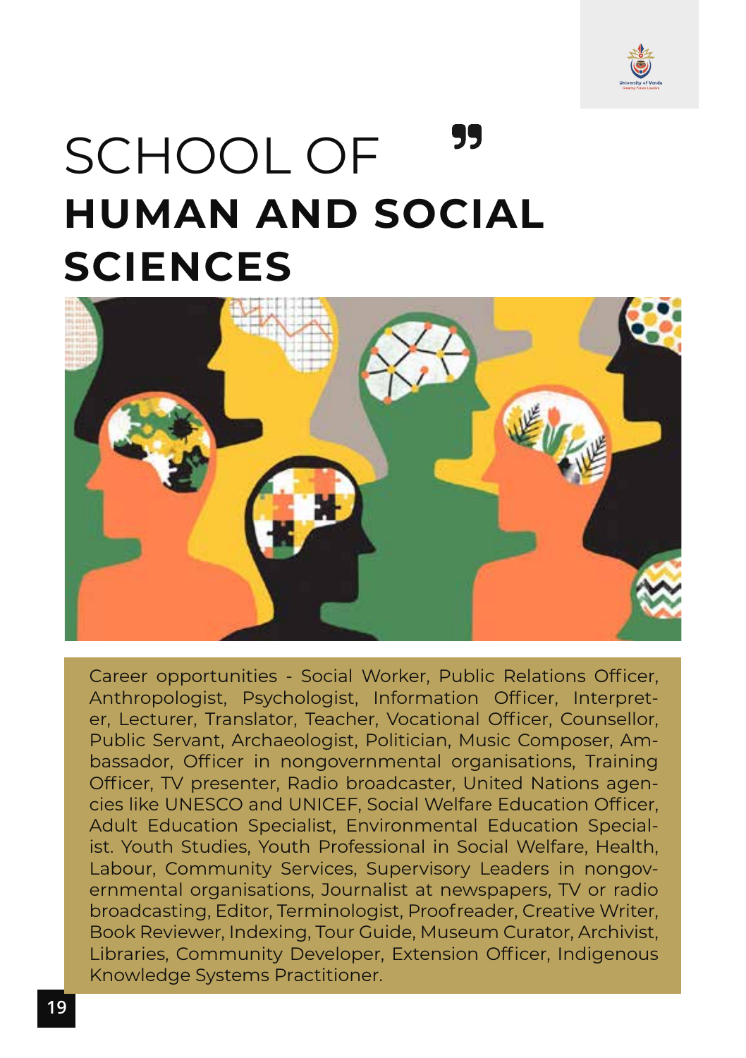# SCHOOL OF **HUMAN AND SOCIAL SCIENCES**

Career opportunities - Social Worker, Public Relations Officer, Anthropologist, Psychologist, Information Officer, Interpreter, Lecturer, Translator, Teacher, Vocational Officer, Counsellor, Public Servant, Archaeologist, Politician, Music Composer, Ambassador, Officer in nongovernmental organisations, Training Officer, TV presenter, Radio broadcaster, United Nations agencies like UNESCO and UNICEF, Social Welfare Education Officer, Adult Education Specialist, Environmental Education Specialist. Youth Studies, Youth Professional in Social Welfare, Health, Labour, Community Services, Supervisory Leaders in nongovernmental organisations, Journalist at newspapers, TV or radio broadcasting, Editor, Terminologist, Proofreader, Creative Writer, Book Reviewer, Indexing, Tour Guide, Museum Curator, Archivist, Libraries, Community Developer, Extension Officer, Indigenous Knowledge Systems Practitioner.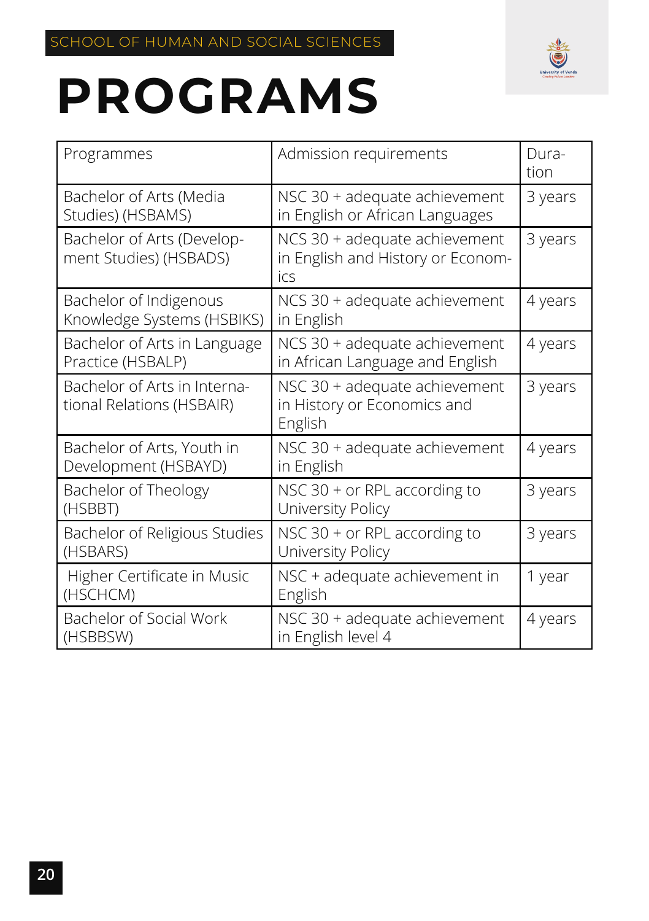SCHOOL OF HUMAN AND SOCIAL SCIENCES

# PROGRAMS

| Programmes | Admission requirements | Duration |
|---|---|---|
| Bachelor of Arts (Media Studies) (HSBAMS) | NSC 30 + adequate achievement in English or African Languages | 3 years |
| Bachelor of Arts (Development Studies) (HSBADS) | NCS 30 + adequate achievement in English and History or Economics | 3 years |
| Bachelor of Indigenous Knowledge Systems (HSBIKS) | NCS 30 + adequate achievement in English | 4 years |
| Bachelor of Arts in Language Practice (HSBALP) | NCS 30 + adequate achievement in African Language and English | 4 years |
| Bachelor of Arts in International Relations (HSBAIR) | NSC 30 + adequate achievement in History or Economics and English | 3 years |
| Bachelor of Arts, Youth in Development (HSBAYD) | NSC 30 + adequate achievement in English | 4 years |
| Bachelor of Theology (HSBBT) | NSC 30 + or RPL according to University Policy | 3 years |
| Bachelor of Religious Studies (HSBARS) | NSC 30 + or RPL according to University Policy | 3 years |
| Higher Certificate in Music (HSCHCM) | NSC + adequate achievement in English | 1 year |
| Bachelor of Social Work (HSBBSW) | NSC 30 + adequate achievement in English level 4 | 4 years |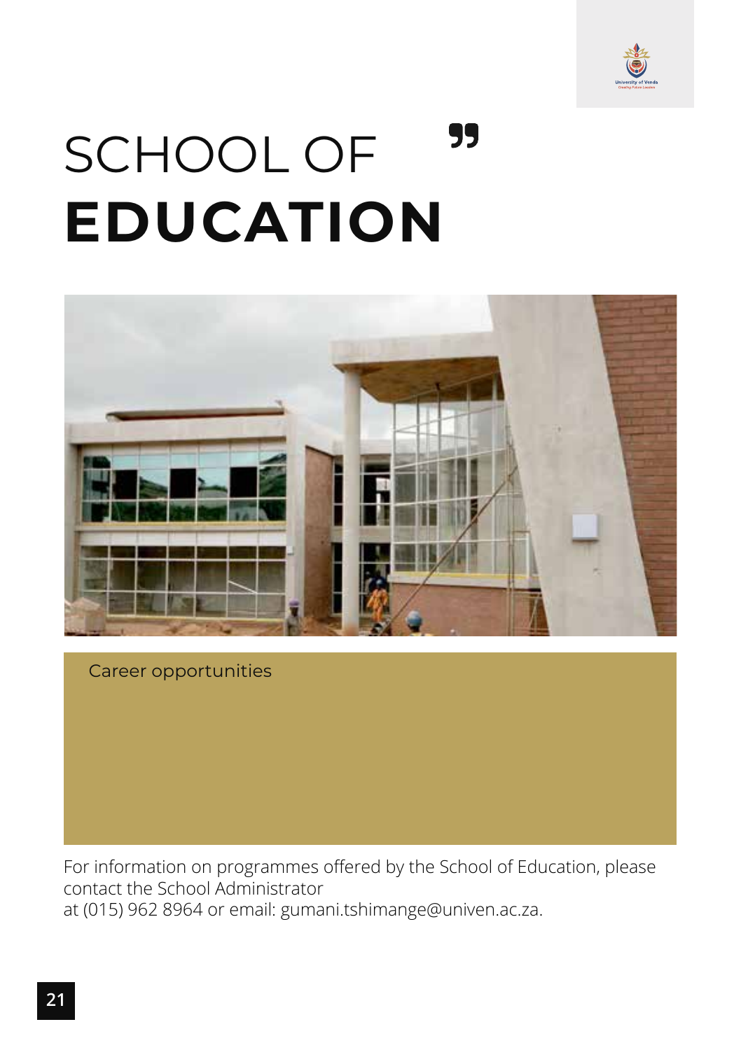# SCHOOL OF **EDUCATION**

Career opportunities

For information on programmes offered by the School of Education, please contact the School Administrator
at (015) 962 8964 or email: gumani.tshimange@univen.ac.za.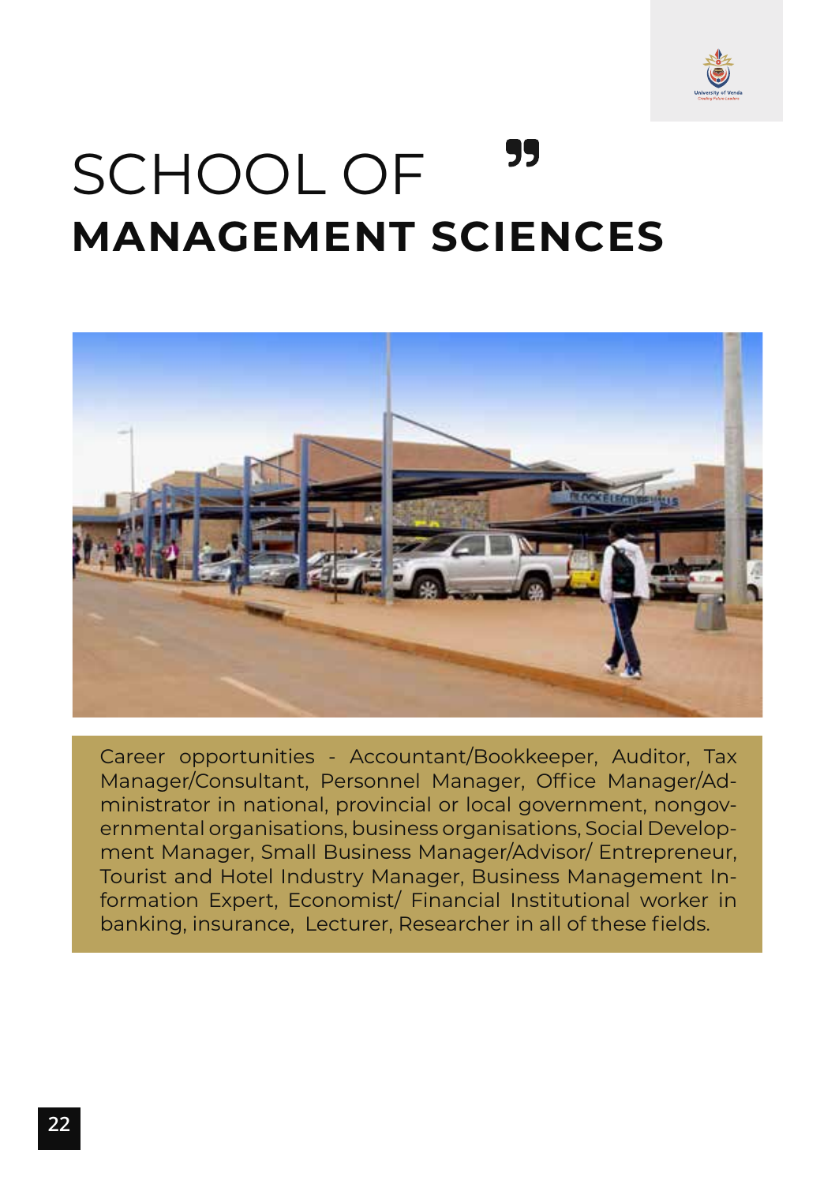# SCHOOL OF MANAGEMENT SCIENCES

Career opportunities - Accountant/Bookkeeper, Auditor, Tax Manager/Consultant, Personnel Manager, Office Manager/Administrator in national, provincial or local government, nongovernmental organisations, business organisations, Social Development Manager, Small Business Manager/Advisor/ Entrepreneur, Tourist and Hotel Industry Manager, Business Management Information Expert, Economist/ Financial Institutional worker in banking, insurance, Lecturer, Researcher in all of these fields.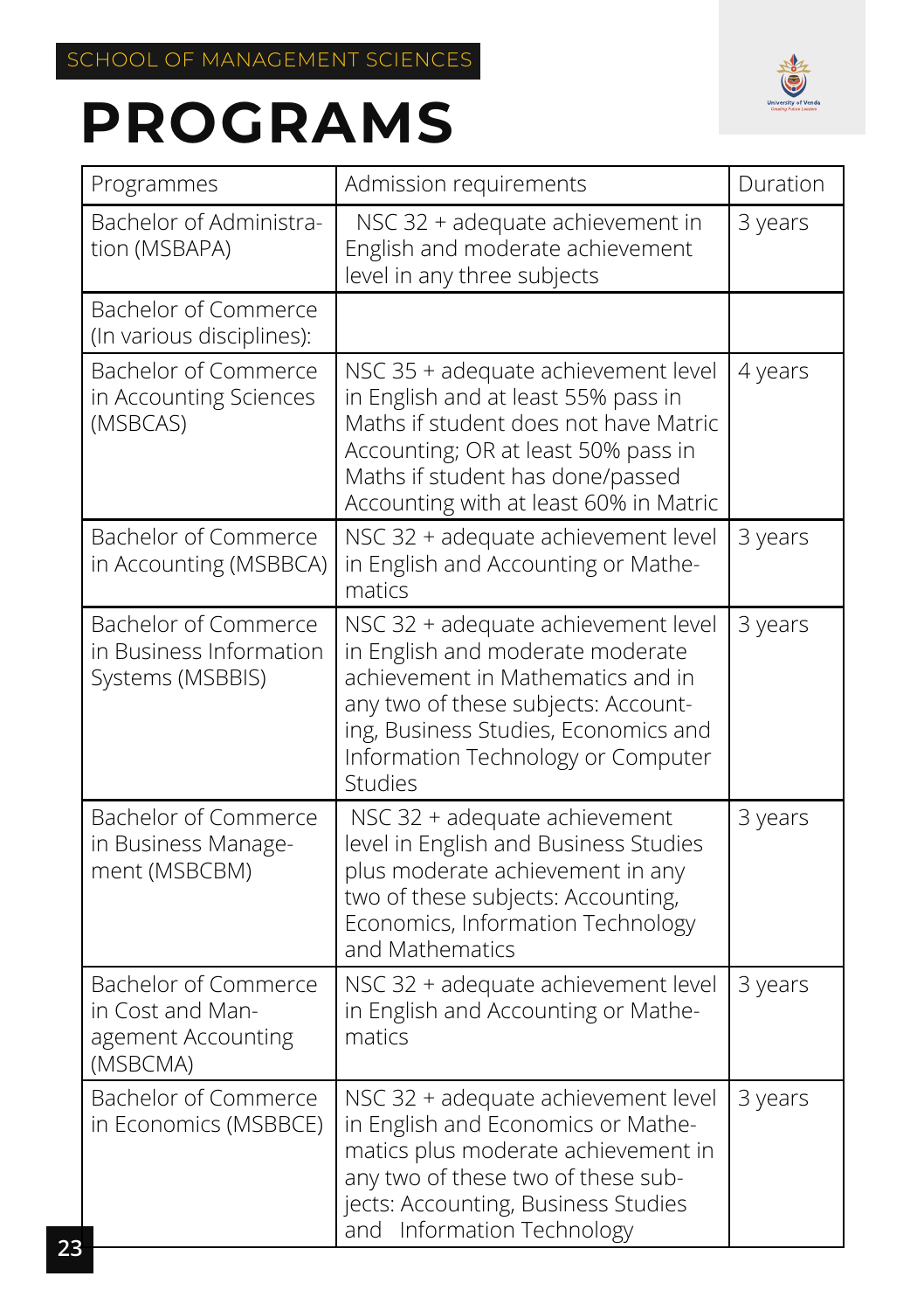SCHOOL OF MANAGEMENT SCIENCES

# PROGRAMS

| Programmes | Admission requirements | Duration |
|---|---|---|
| Bachelor of Administration (MSBAPA) | NSC 32 + adequate achievement in English and moderate achievement level in any three subjects | 3 years |
| Bachelor of Commerce (In various disciplines): | | |
| Bachelor of Commerce in Accounting Sciences (MSBCAS) | NSC 35 + adequate achievement level in English and at least 55% pass in Maths if student does not have Matric Accounting; OR at least 50% pass in Maths if student has done/passed Accounting with at least 60% in Matric | 4 years |
| Bachelor of Commerce in Accounting (MSBBCA) | NSC 32 + adequate achievement level in English and Accounting or Mathematics | 3 years |
| Bachelor of Commerce in Business Information Systems (MSBBIS) | NSC 32 + adequate achievement level in English and moderate moderate achievement in Mathematics and in any two of these subjects: Accounting, Business Studies, Economics and Information Technology or Computer Studies | 3 years |
| Bachelor of Commerce in Business Management (MSBCBM) | NSC 32 + adequate achievement level in English and Business Studies plus moderate achievement in any two of these subjects: Accounting, Economics, Information Technology and Mathematics | 3 years |
| Bachelor of Commerce in Cost and Management Accounting (MSBCMA) | NSC 32 + adequate achievement level in English and Accounting or Mathematics | 3 years |
| Bachelor of Commerce in Economics (MSBBCE) | NSC 32 + adequate achievement level in English and Economics or Mathematics plus moderate achievement in any two of these two of these subjects: Accounting, Business Studies and Information Technology | 3 years |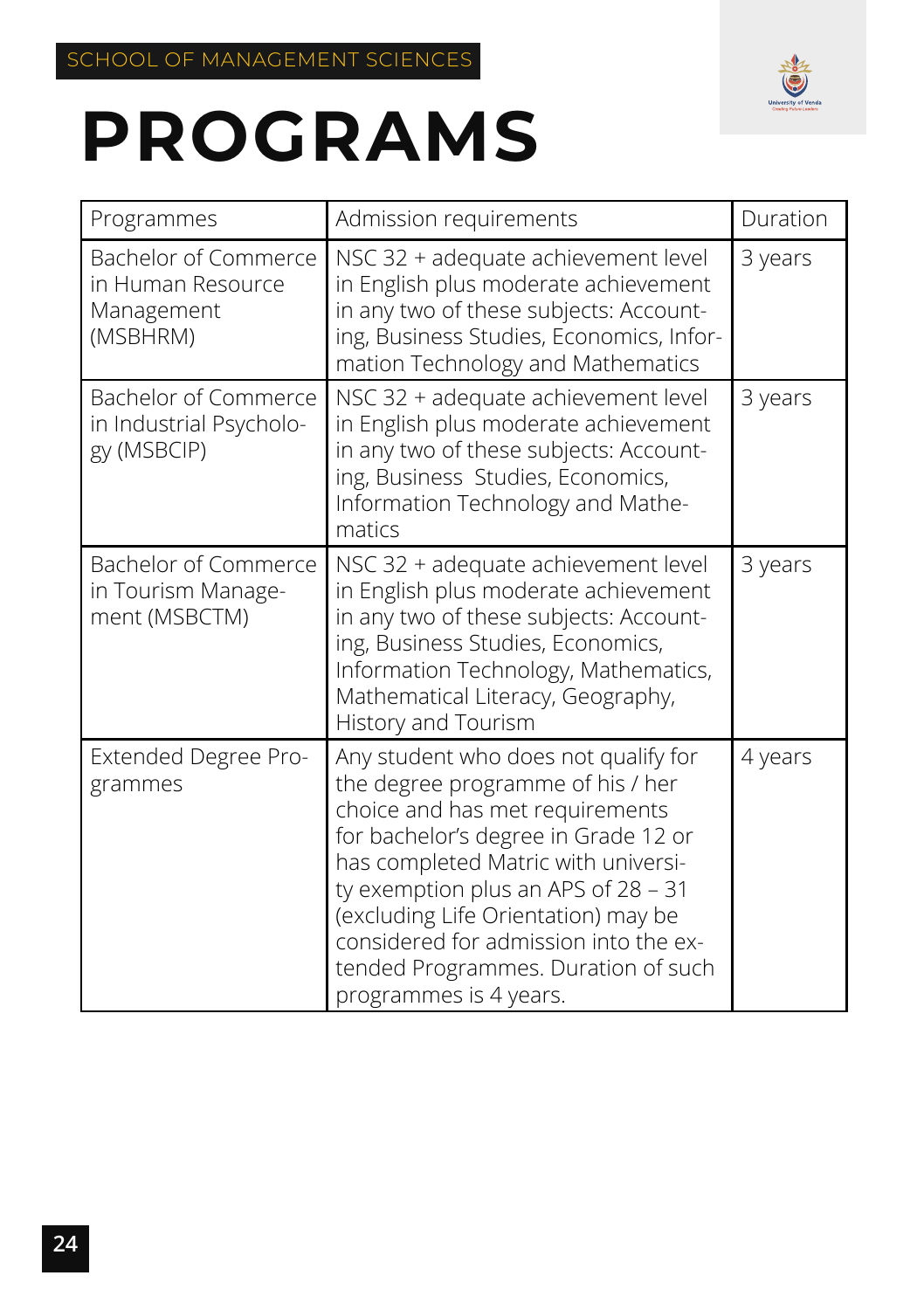SCHOOL OF MANAGEMENT SCIENCES

# PROGRAMS

| Programmes | Admission requirements | Duration |
|---|---|---|
| Bachelor of Commerce in Human Resource Management (MSBHRM) | NSC 32 + adequate achievement level in English plus moderate achievement in any two of these subjects: Accounting, Business Studies, Economics, Information Technology and Mathematics | 3 years |
| Bachelor of Commerce in Industrial Psychology (MSBCIP) | NSC 32 + adequate achievement level in English plus moderate achievement in any two of these subjects: Accounting, Business Studies, Economics, Information Technology and Mathematics | 3 years |
| Bachelor of Commerce in Tourism Management (MSBCTM) | NSC 32 + adequate achievement level in English plus moderate achievement in any two of these subjects: Accounting, Business Studies, Economics, Information Technology, Mathematics, Mathematical Literacy, Geography, History and Tourism | 3 years |
| Extended Degree Programmes | Any student who does not qualify for the degree programme of his / her choice and has met requirements for bachelor's degree in Grade 12 or has completed Matric with university exemption plus an APS of 28 – 31 (excluding Life Orientation) may be considered for admission into the extended Programmes. Duration of such programmes is 4 years. | 4 years |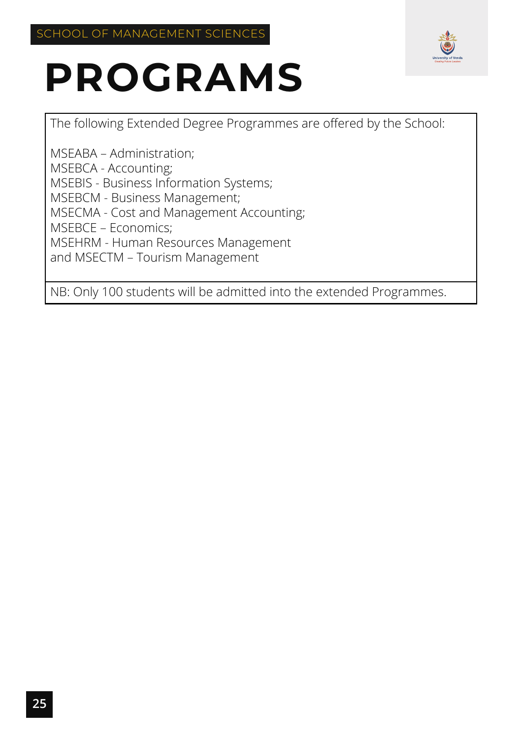SCHOOL OF MANAGEMENT SCIENCES

# PROGRAMS

The following Extended Degree Programmes are offered by the School:

MSEABA – Administration;
MSEBCA - Accounting;
MSEBIS - Business Information Systems;
MSEBCM - Business Management;
MSECMA - Cost and Management Accounting;
MSEBCE – Economics;
MSEHRM - Human Resources Management
and MSECTM – Tourism Management

NB: Only 100 students will be admitted into the extended Programmes.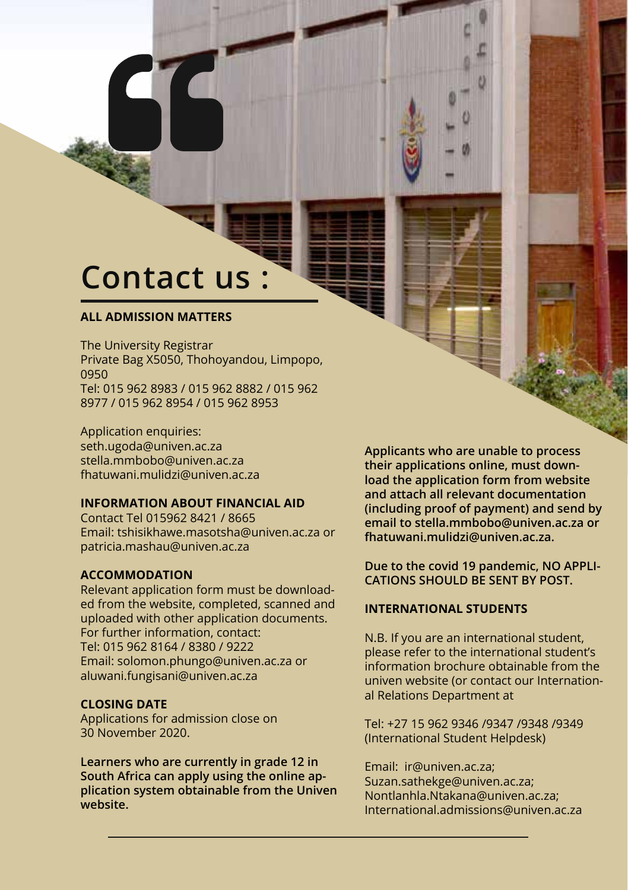# Contact us :

**ALL ADMISSION MATTERS**

The University Registrar
Private Bag X5050, Thohoyandou, Limpopo, 0950
Tel: 015 962 8983 / 015 962 8882 / 015 962 8977 / 015 962 8954 / 015 962 8953

Application enquiries:
seth.ugoda@univen.ac.za
stella.mmbobo@univen.ac.za
fhatuwani.mulidzi@univen.ac.za

**INFORMATION ABOUT FINANCIAL AID**

Contact Tel 015962 8421 / 8665
Email: tshisikhawe.masotsha@univen.ac.za or patricia.mashau@univen.ac.za

**ACCOMMODATION**

Relevant application form must be downloaded from the website, completed, scanned and uploaded with other application documents. For further information, contact:
Tel: 015 962 8164 / 8380 / 9222
Email: solomon.phungo@univen.ac.za or aluwani.fungisani@univen.ac.za

**CLOSING DATE**

Applications for admission close on 30 November 2020.

**Learners who are currently in grade 12 in South Africa can apply using the online application system obtainable from the Univen website.**

**Applicants who are unable to process their applications online, must download the application form from website and attach all relevant documentation (including proof of payment) and send by email to stella.mmbobo@univen.ac.za or fhatuwani.mulidzi@univen.ac.za.**

**Due to the covid 19 pandemic, NO APPLICATIONS SHOULD BE SENT BY POST.**

**INTERNATIONAL STUDENTS**

N.B. If you are an international student, please refer to the international student's information brochure obtainable from the univen website (or contact our International Relations Department at

Tel: +27 15 962 9346 /9347 /9348 /9349 (International Student Helpdesk)

Email: ir@univen.ac.za;
Suzan.sathekge@univen.ac.za;
Nontlanhla.Ntakana@univen.ac.za;
International.admissions@univen.ac.za